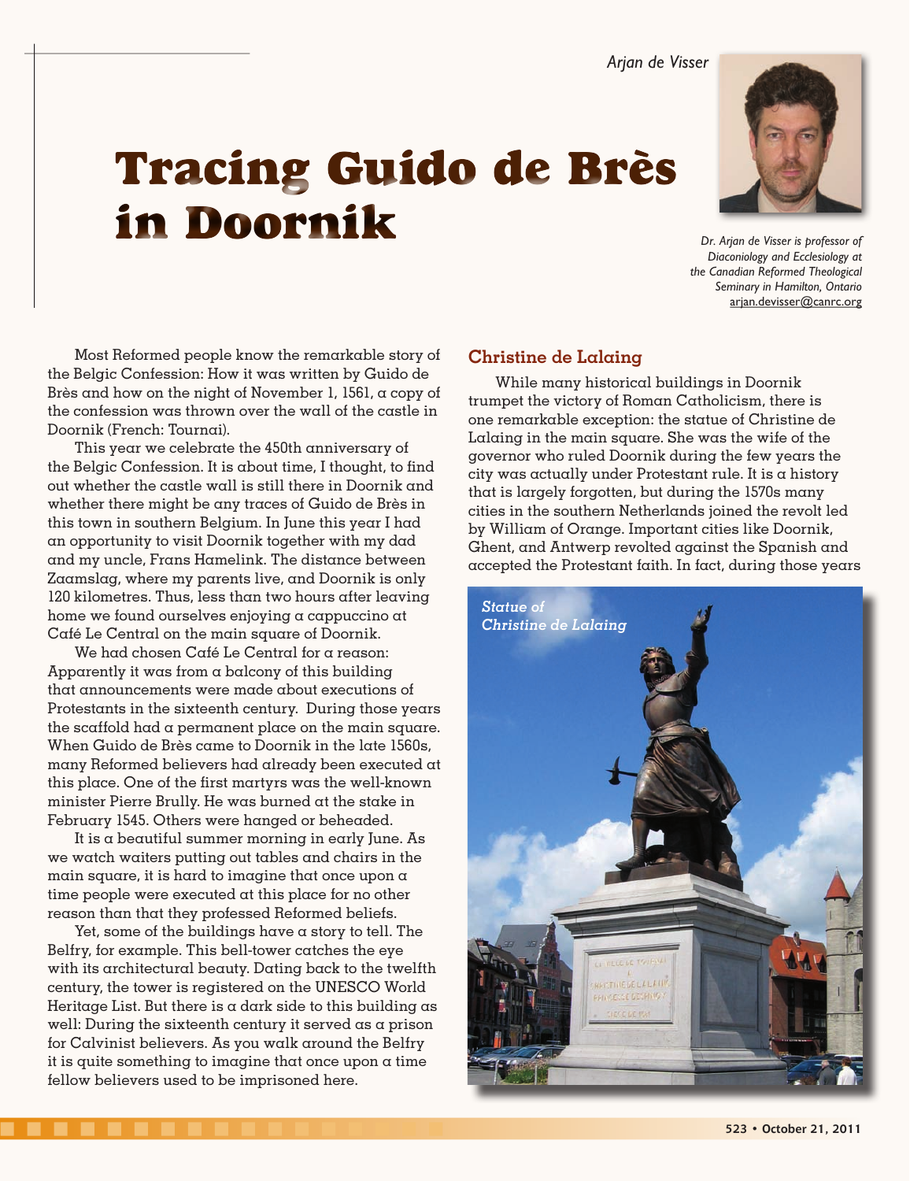Arjan de Visser

# Tracing Guido de Brès in Doornik

*Dr. Arjan de Visser is professor of Diaconiology and Ecclesiology at the Canadian Reformed Theological Seminary in Hamilton, Ontario*
arjan.devisser@canrc.org

Most Reformed people know the remarkable story of the Belgic Confession: How it was written by Guido de Brès and how on the night of November 1, 1561, a copy of the confession was thrown over the wall of the castle in Doornik (French: Tournai).

This year we celebrate the 450th anniversary of the Belgic Confession. It is about time, I thought, to find out whether the castle wall is still there in Doornik and whether there might be any traces of Guido de Brès in this town in southern Belgium. In June this year I had an opportunity to visit Doornik together with my dad and my uncle, Frans Hamelink. The distance between Zaamslag, where my parents live, and Doornik is only 120 kilometres. Thus, less than two hours after leaving home we found ourselves enjoying a cappuccino at Café Le Central on the main square of Doornik.

We had chosen Café Le Central for a reason: Apparently it was from a balcony of this building that announcements were made about executions of Protestants in the sixteenth century. During those years the scaffold had a permanent place on the main square. When Guido de Brès came to Doornik in the late 1560s, many Reformed believers had already been executed at this place. One of the first martyrs was the well-known minister Pierre Brully. He was burned at the stake in February 1545. Others were hanged or beheaded.

It is a beautiful summer morning in early June. As we watch waiters putting out tables and chairs in the main square, it is hard to imagine that once upon a time people were executed at this place for no other reason than that they professed Reformed beliefs.

Yet, some of the buildings have a story to tell. The Belfry, for example. This bell-tower catches the eye with its architectural beauty. Dating back to the twelfth century, the tower is registered on the UNESCO World Heritage List. But there is a dark side to this building as well: During the sixteenth century it served as a prison for Calvinist believers. As you walk around the Belfry it is quite something to imagine that once upon a time fellow believers used to be imprisoned here.

## Christine de Lalaing

While many historical buildings in Doornik trumpet the victory of Roman Catholicism, there is one remarkable exception: the statue of Christine de Lalaing in the main square. She was the wife of the governor who ruled Doornik during the few years the city was actually under Protestant rule. It is a history that is largely forgotten, but during the 1570s many cities in the southern Netherlands joined the revolt led by William of Orange. Important cities like Doornik, Ghent, and Antwerp revolted against the Spanish and accepted the Protestant faith. In fact, during those years

*Statue of Christine de Lalaing*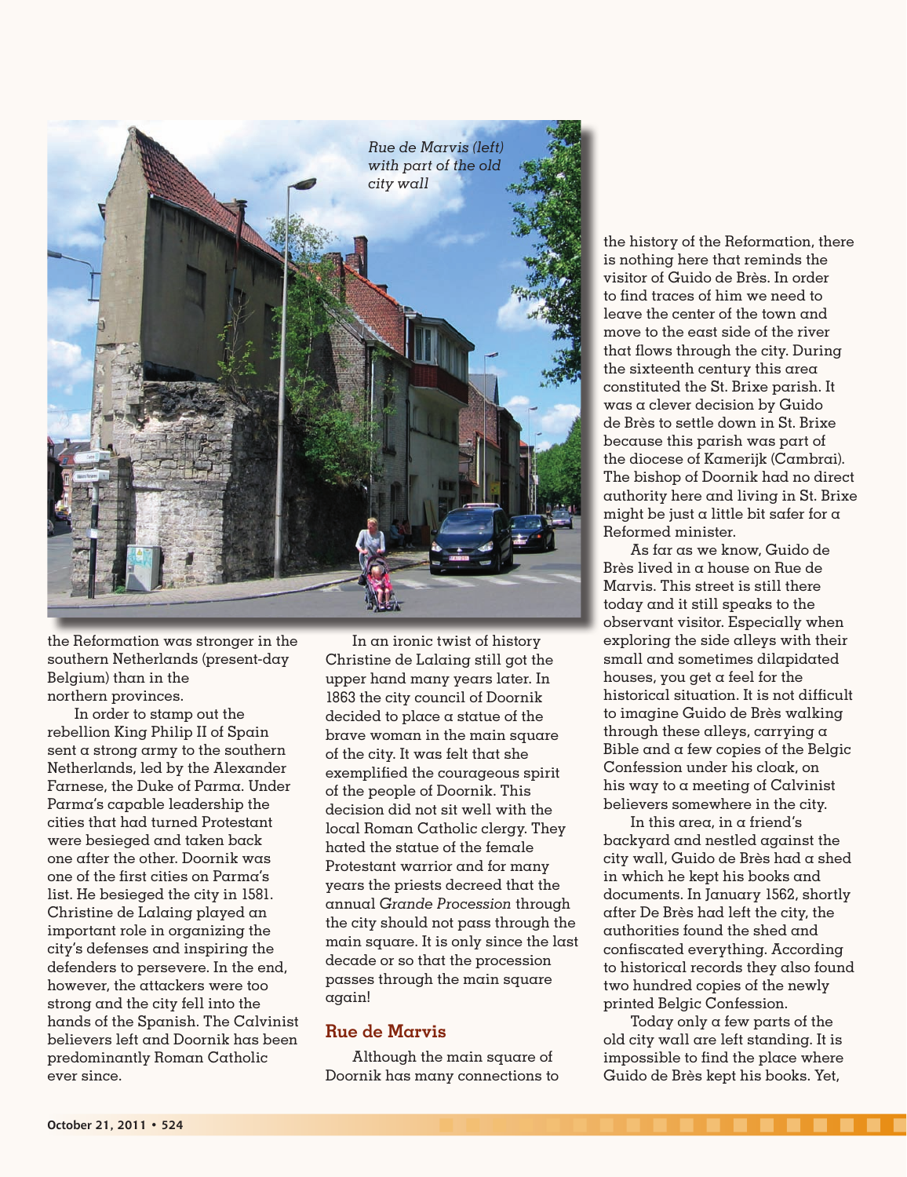Rue de Marvis (left) with part of the old city wall

the Reformation was stronger in the southern Netherlands (present-day Belgium) than in the northern provinces.

In order to stamp out the rebellion King Philip II of Spain sent a strong army to the southern Netherlands, led by the Alexander Farnese, the Duke of Parma. Under Parma's capable leadership the cities that had turned Protestant were besieged and taken back one after the other. Doornik was one of the first cities on Parma's list. He besieged the city in 1581. Christine de Lalaing played an important role in organizing the city's defenses and inspiring the defenders to persevere. In the end, however, the attackers were too strong and the city fell into the hands of the Spanish. The Calvinist believers left and Doornik has been predominantly Roman Catholic ever since.

In an ironic twist of history Christine de Lalaing still got the upper hand many years later. In 1863 the city council of Doornik decided to place a statue of the brave woman in the main square of the city. It was felt that she exemplified the courageous spirit of the people of Doornik. This decision did not sit well with the local Roman Catholic clergy. They hated the statue of the female Protestant warrior and for many years the priests decreed that the annual *Grande Procession* through the city should not pass through the main square. It is only since the last decade or so that the procession passes through the main square again!

## Rue de Marvis

Although the main square of Doornik has many connections to the history of the Reformation, there is nothing here that reminds the visitor of Guido de Brès. In order to find traces of him we need to leave the center of the town and move to the east side of the river that flows through the city. During the sixteenth century this area constituted the St. Brixe parish. It was a clever decision by Guido de Brès to settle down in St. Brixe because this parish was part of the diocese of Kamerijk (Cambrai). The bishop of Doornik had no direct authority here and living in St. Brixe might be just a little bit safer for a Reformed minister.

As far as we know, Guido de Brès lived in a house on Rue de Marvis. This street is still there today and it still speaks to the observant visitor. Especially when exploring the side alleys with their small and sometimes dilapidated houses, you get a feel for the historical situation. It is not difficult to imagine Guido de Brès walking through these alleys, carrying a Bible and a few copies of the Belgic Confession under his cloak, on his way to a meeting of Calvinist believers somewhere in the city.

In this area, in a friend's backyard and nestled against the city wall, Guido de Brès had a shed in which he kept his books and documents. In January 1562, shortly after De Brès had left the city, the authorities found the shed and confiscated everything. According to historical records they also found two hundred copies of the newly printed Belgic Confession.

Today only a few parts of the old city wall are left standing. It is impossible to find the place where Guido de Brès kept his books. Yet,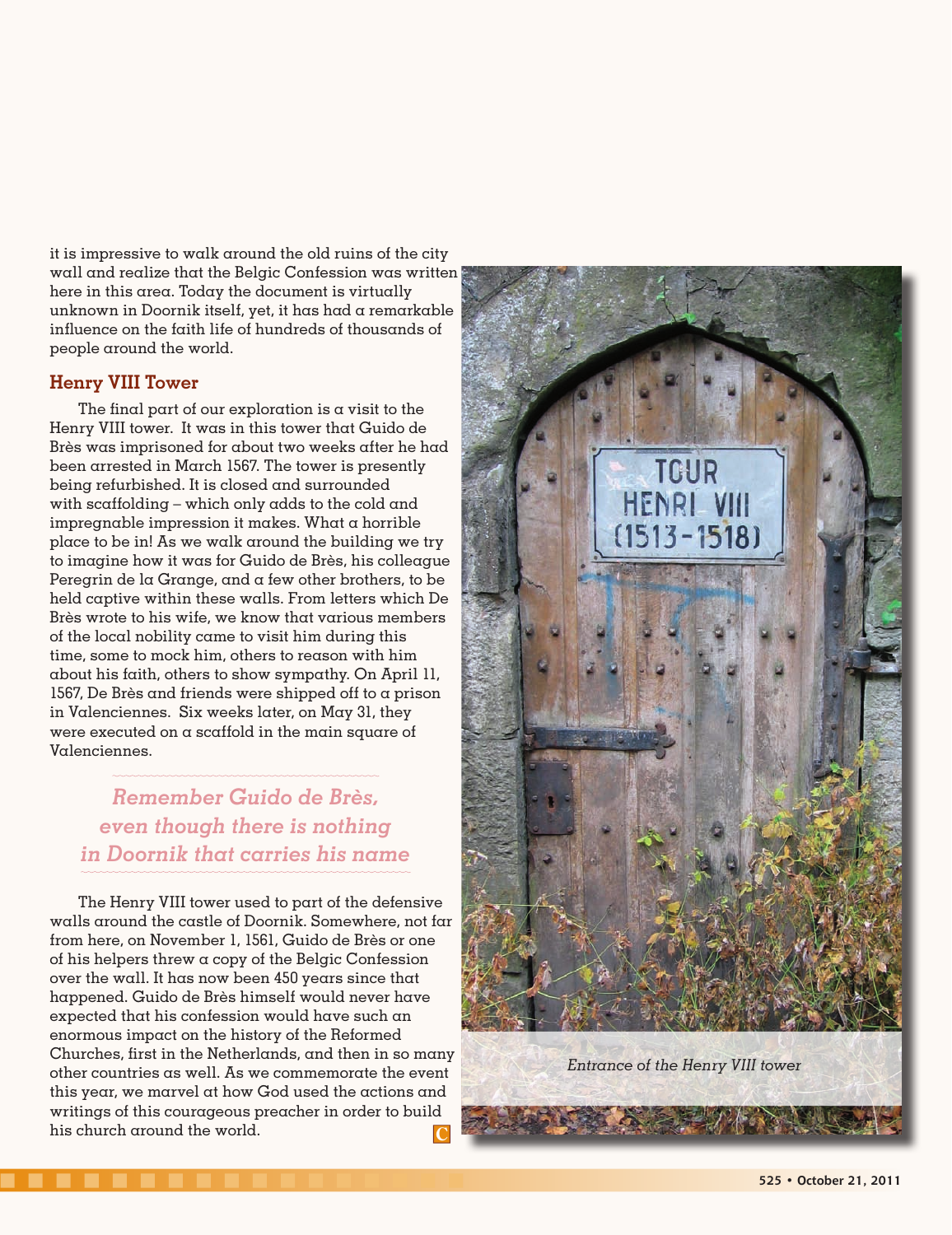it is impressive to walk around the old ruins of the city wall and realize that the Belgic Confession was written here in this area. Today the document is virtually unknown in Doornik itself, yet, it has had a remarkable influence on the faith life of hundreds of thousands of people around the world.

## Henry VIII Tower

The final part of our exploration is a visit to the Henry VIII tower. It was in this tower that Guido de Brès was imprisoned for about two weeks after he had been arrested in March 1567. The tower is presently being refurbished. It is closed and surrounded with scaffolding – which only adds to the cold and impregnable impression it makes. What a horrible place to be in! As we walk around the building we try to imagine how it was for Guido de Brès, his colleague Peregrin de la Grange, and a few other brothers, to be held captive within these walls. From letters which De Brès wrote to his wife, we know that various members of the local nobility came to visit him during this time, some to mock him, others to reason with him about his faith, others to show sympathy. On April 11, 1567, De Brès and friends were shipped off to a prison in Valenciennes. Six weeks later, on May 31, they were executed on a scaffold in the main square of Valenciennes.

*Remember Guido de Brès, even though there is nothing in Doornik that carries his name*

The Henry VIII tower used to part of the defensive walls around the castle of Doornik. Somewhere, not far from here, on November 1, 1561, Guido de Brès or one of his helpers threw a copy of the Belgic Confession over the wall. It has now been 450 years since that happened. Guido de Brès himself would never have expected that his confession would have such an enormous impact on the history of the Reformed Churches, first in the Netherlands, and then in so many other countries as well. As we commemorate the event this year, we marvel at how God used the actions and writings of this courageous preacher in order to build his church around the world.

TOUR HENRI VIII (1513-1518)

*Entrance of the Henry VIII tower*